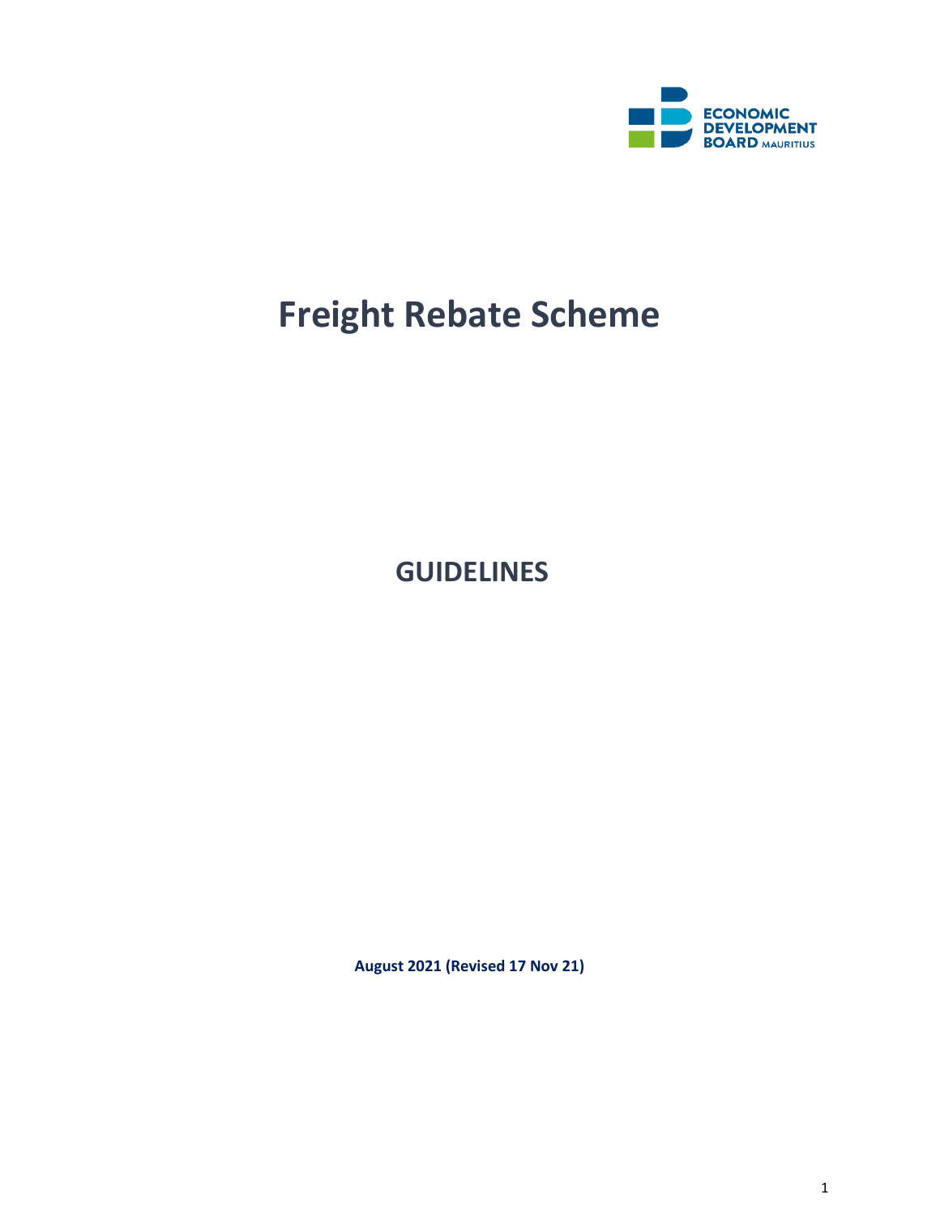ECONOMIC DEVELOPMENT BOARD MAURITIUS

# Freight Rebate Scheme

## GUIDELINES

**August 2021 (Revised 17 Nov 21)**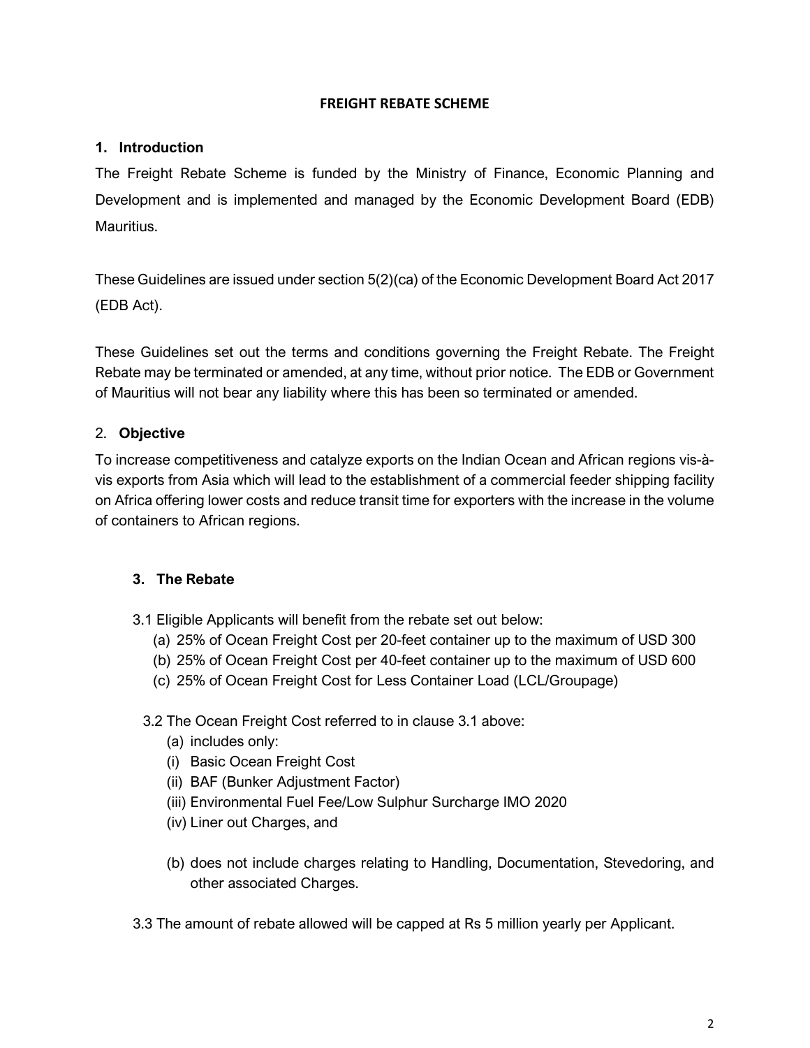# FREIGHT REBATE SCHEME

## 1. Introduction

The Freight Rebate Scheme is funded by the Ministry of Finance, Economic Planning and Development and is implemented and managed by the Economic Development Board (EDB) Mauritius.

These Guidelines are issued under section 5(2)(ca) of the Economic Development Board Act 2017 (EDB Act).

These Guidelines set out the terms and conditions governing the Freight Rebate. The Freight Rebate may be terminated or amended, at any time, without prior notice. The EDB or Government of Mauritius will not bear any liability where this has been so terminated or amended.

## 2. Objective

To increase competitiveness and catalyze exports on the Indian Ocean and African regions vis-à-vis exports from Asia which will lead to the establishment of a commercial feeder shipping facility on Africa offering lower costs and reduce transit time for exporters with the increase in the volume of containers to African regions.

## 3. The Rebate

3.1 Eligible Applicants will benefit from the rebate set out below:

- (a) 25% of Ocean Freight Cost per 20-feet container up to the maximum of USD 300
- (b) 25% of Ocean Freight Cost per 40-feet container up to the maximum of USD 600
- (c) 25% of Ocean Freight Cost for Less Container Load (LCL/Groupage)

3.2 The Ocean Freight Cost referred to in clause 3.1 above:

- (a) includes only:
  - (i) Basic Ocean Freight Cost
  - (ii) BAF (Bunker Adjustment Factor)
  - (iii) Environmental Fuel Fee/Low Sulphur Surcharge IMO 2020
  - (iv) Liner out Charges, and
- (b) does not include charges relating to Handling, Documentation, Stevedoring, and other associated Charges.

3.3 The amount of rebate allowed will be capped at Rs 5 million yearly per Applicant.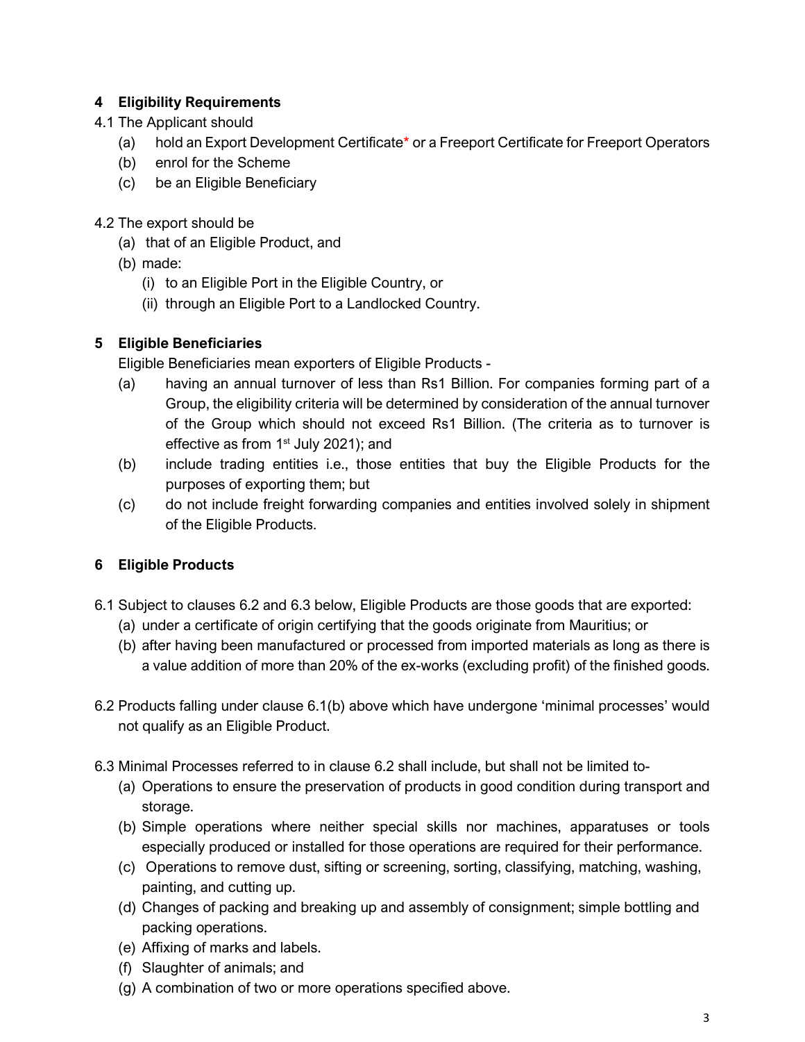## 4 Eligibility Requirements

4.1 The Applicant should

- (a) hold an Export Development Certificate* or a Freeport Certificate for Freeport Operators
- (b) enrol for the Scheme
- (c) be an Eligible Beneficiary

4.2 The export should be

- (a) that of an Eligible Product, and
- (b) made:
  - (i) to an Eligible Port in the Eligible Country, or
  - (ii) through an Eligible Port to a Landlocked Country.

## 5 Eligible Beneficiaries

Eligible Beneficiaries mean exporters of Eligible Products -

- (a) having an annual turnover of less than Rs1 Billion. For companies forming part of a Group, the eligibility criteria will be determined by consideration of the annual turnover of the Group which should not exceed Rs1 Billion. (The criteria as to turnover is effective as from 1st July 2021); and
- (b) include trading entities i.e., those entities that buy the Eligible Products for the purposes of exporting them; but
- (c) do not include freight forwarding companies and entities involved solely in shipment of the Eligible Products.

## 6 Eligible Products

6.1 Subject to clauses 6.2 and 6.3 below, Eligible Products are those goods that are exported:

- (a) under a certificate of origin certifying that the goods originate from Mauritius; or
- (b) after having been manufactured or processed from imported materials as long as there is a value addition of more than 20% of the ex-works (excluding profit) of the finished goods.

6.2 Products falling under clause 6.1(b) above which have undergone 'minimal processes' would not qualify as an Eligible Product.

6.3 Minimal Processes referred to in clause 6.2 shall include, but shall not be limited to-

- (a) Operations to ensure the preservation of products in good condition during transport and storage.
- (b) Simple operations where neither special skills nor machines, apparatuses or tools especially produced or installed for those operations are required for their performance.
- (c) Operations to remove dust, sifting or screening, sorting, classifying, matching, washing, painting, and cutting up.
- (d) Changes of packing and breaking up and assembly of consignment; simple bottling and packing operations.
- (e) Affixing of marks and labels.
- (f) Slaughter of animals; and
- (g) A combination of two or more operations specified above.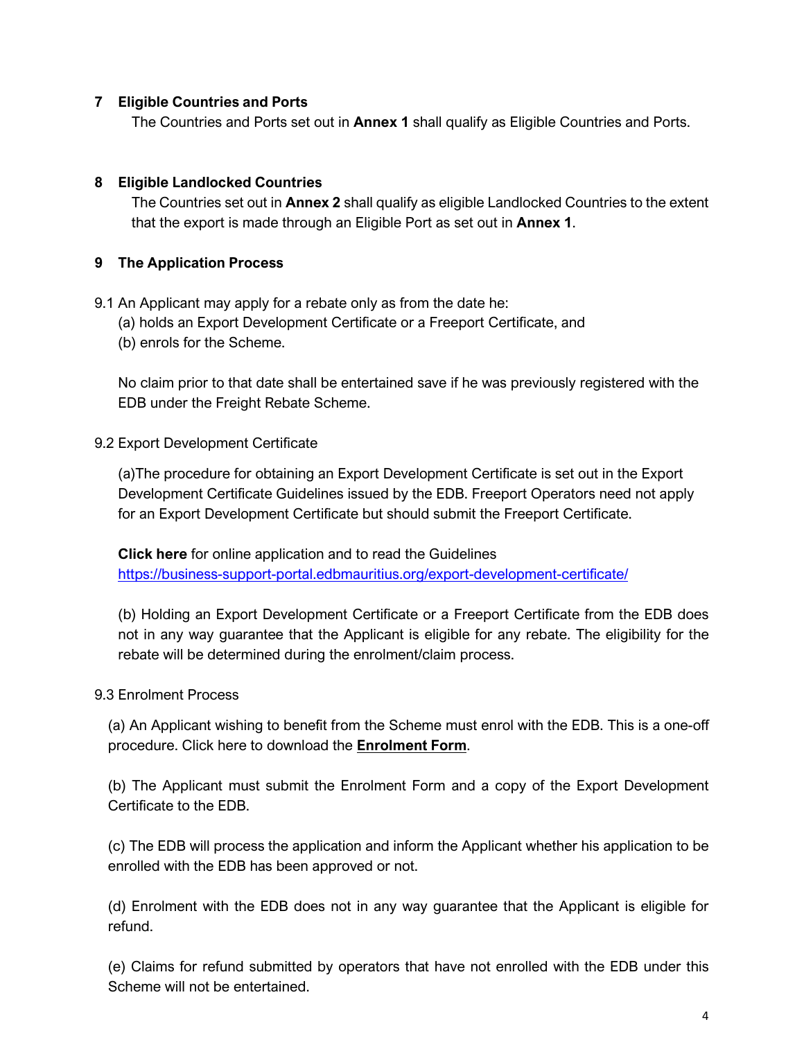## 7 Eligible Countries and Ports

The Countries and Ports set out in **Annex 1** shall qualify as Eligible Countries and Ports.

## 8 Eligible Landlocked Countries

The Countries set out in **Annex 2** shall qualify as eligible Landlocked Countries to the extent that the export is made through an Eligible Port as set out in **Annex 1**.

## 9 The Application Process

9.1 An Applicant may apply for a rebate only as from the date he:

(a) holds an Export Development Certificate or a Freeport Certificate, and

(b) enrols for the Scheme.

No claim prior to that date shall be entertained save if he was previously registered with the EDB under the Freight Rebate Scheme.

9.2 Export Development Certificate

(a)The procedure for obtaining an Export Development Certificate is set out in the Export Development Certificate Guidelines issued by the EDB. Freeport Operators need not apply for an Export Development Certificate but should submit the Freeport Certificate.

**Click here** for online application and to read the Guidelines https://business-support-portal.edbmauritius.org/export-development-certificate/

(b) Holding an Export Development Certificate or a Freeport Certificate from the EDB does not in any way guarantee that the Applicant is eligible for any rebate. The eligibility for the rebate will be determined during the enrolment/claim process.

9.3 Enrolment Process

(a) An Applicant wishing to benefit from the Scheme must enrol with the EDB. This is a one-off procedure. Click here to download the **Enrolment Form**.

(b) The Applicant must submit the Enrolment Form and a copy of the Export Development Certificate to the EDB.

(c) The EDB will process the application and inform the Applicant whether his application to be enrolled with the EDB has been approved or not.

(d) Enrolment with the EDB does not in any way guarantee that the Applicant is eligible for refund.

(e) Claims for refund submitted by operators that have not enrolled with the EDB under this Scheme will not be entertained.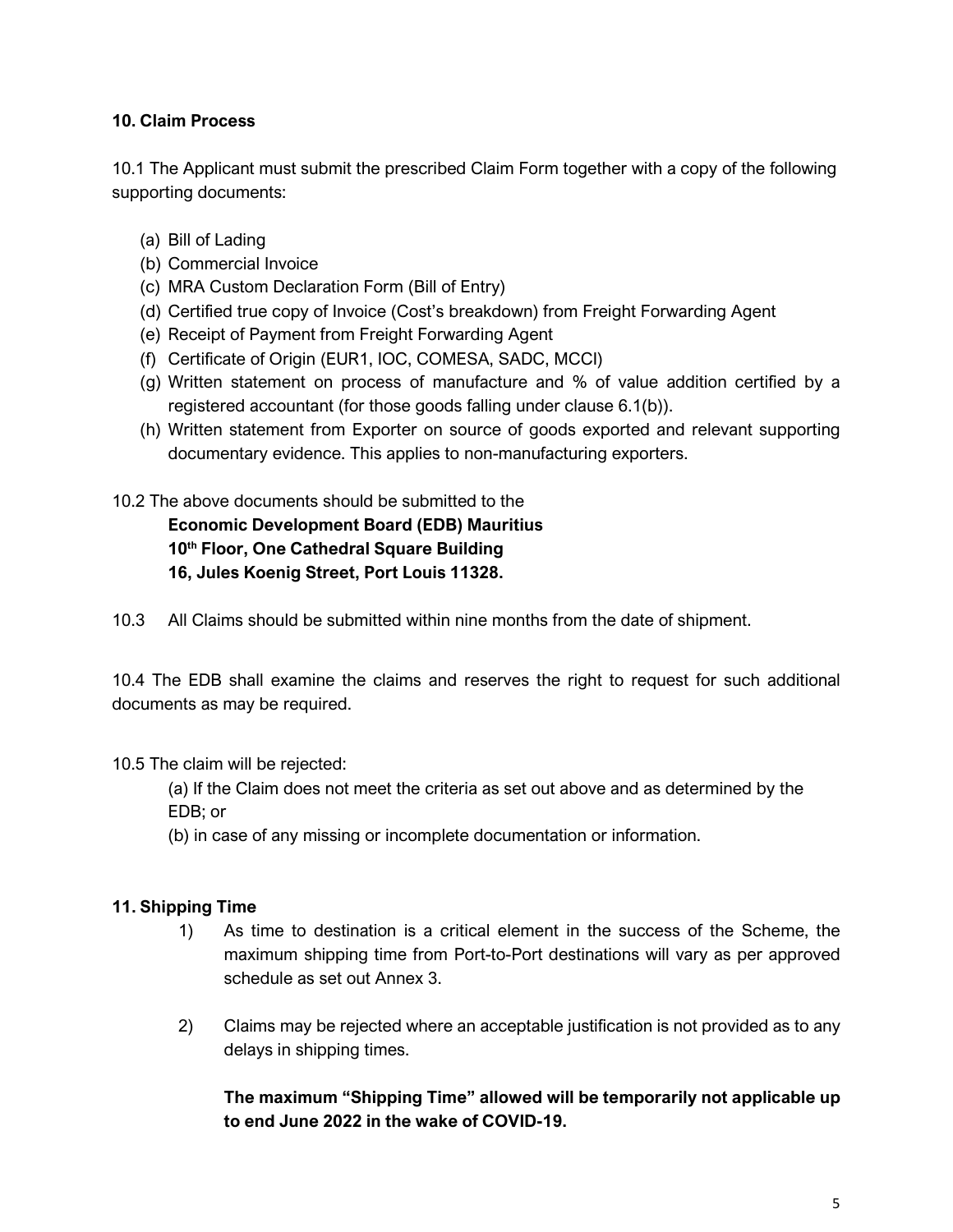## 10. Claim Process

10.1 The Applicant must submit the prescribed Claim Form together with a copy of the following supporting documents:

(a) Bill of Lading
(b) Commercial Invoice
(c) MRA Custom Declaration Form (Bill of Entry)
(d) Certified true copy of Invoice (Cost's breakdown) from Freight Forwarding Agent
(e) Receipt of Payment from Freight Forwarding Agent
(f) Certificate of Origin (EUR1, IOC, COMESA, SADC, MCCI)
(g) Written statement on process of manufacture and % of value addition certified by a registered accountant (for those goods falling under clause 6.1(b)).
(h) Written statement from Exporter on source of goods exported and relevant supporting documentary evidence. This applies to non-manufacturing exporters.

10.2 The above documents should be submitted to the

**Economic Development Board (EDB) Mauritius**
**10th Floor, One Cathedral Square Building**
**16, Jules Koenig Street, Port Louis 11328.**

10.3 All Claims should be submitted within nine months from the date of shipment.

10.4 The EDB shall examine the claims and reserves the right to request for such additional documents as may be required.

10.5 The claim will be rejected:

(a) If the Claim does not meet the criteria as set out above and as determined by the EDB; or
(b) in case of any missing or incomplete documentation or information.

## 11. Shipping Time

1) As time to destination is a critical element in the success of the Scheme, the maximum shipping time from Port-to-Port destinations will vary as per approved schedule as set out Annex 3.

2) Claims may be rejected where an acceptable justification is not provided as to any delays in shipping times.

**The maximum "Shipping Time" allowed will be temporarily not applicable up to end June 2022 in the wake of COVID-19.**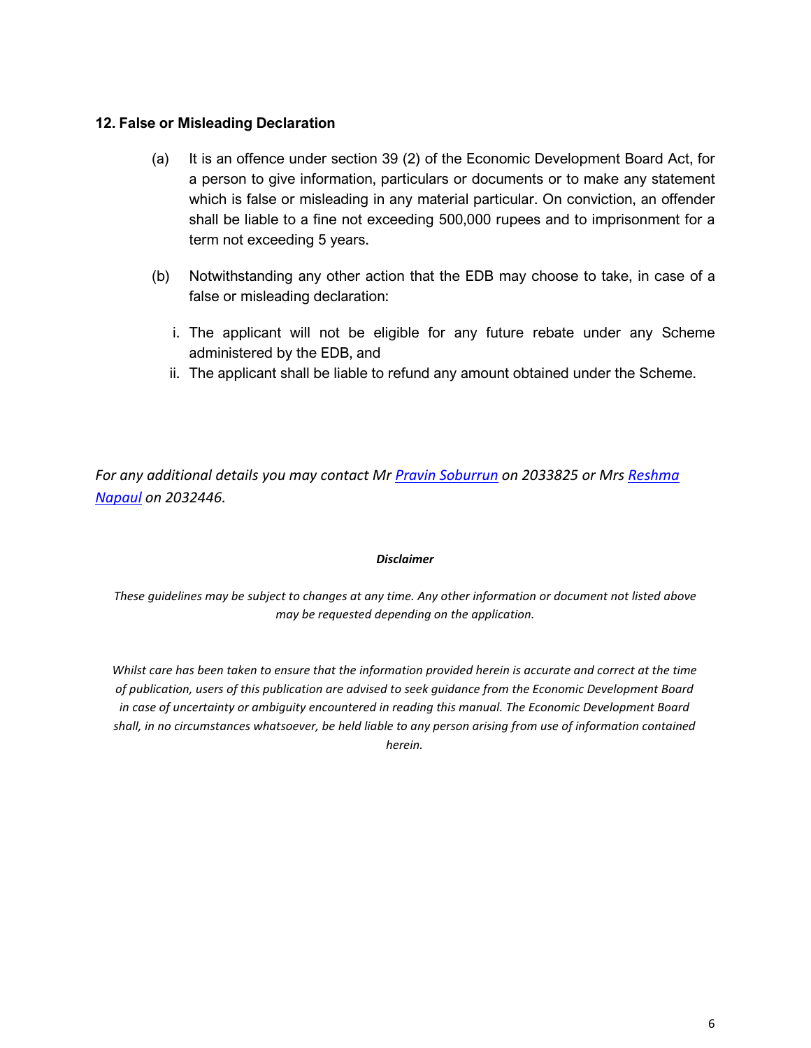## 12. False or Misleading Declaration

(a) It is an offence under section 39 (2) of the Economic Development Board Act, for a person to give information, particulars or documents or to make any statement which is false or misleading in any material particular. On conviction, an offender shall be liable to a fine not exceeding 500,000 rupees and to imprisonment for a term not exceeding 5 years.

(b) Notwithstanding any other action that the EDB may choose to take, in case of a false or misleading declaration:

   i. The applicant will not be eligible for any future rebate under any Scheme administered by the EDB, and
   ii. The applicant shall be liable to refund any amount obtained under the Scheme.

*For any additional details you may contact Mr Pravin Soburrun on 2033825 or Mrs Reshma Napaul on 2032446.*

***Disclaimer***

*These guidelines may be subject to changes at any time. Any other information or document not listed above may be requested depending on the application.*

*Whilst care has been taken to ensure that the information provided herein is accurate and correct at the time of publication, users of this publication are advised to seek guidance from the Economic Development Board in case of uncertainty or ambiguity encountered in reading this manual. The Economic Development Board shall, in no circumstances whatsoever, be held liable to any person arising from use of information contained herein.*